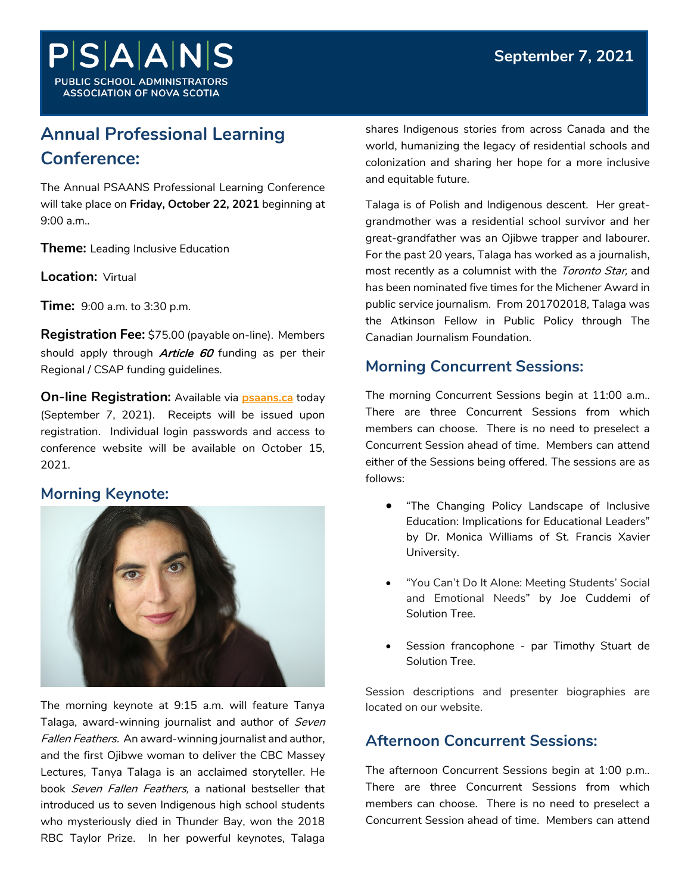# PSAANS

PUBLIC SCHOOL ADMINISTRATORS ASSOCIATION OF NOVA SCOTIA

**September 7, 2021**

## Annual Professional Learning Conference:

The Annual PSAANS Professional Learning Conference will take place on **Friday, October 22, 2021** beginning at 9:00 a.m..

**Theme:** Leading Inclusive Education

**Location:** Virtual

**Time:** 9:00 a.m. to 3:30 p.m.

**Registration Fee:** $75.00 (payable on-line). Members should apply through ***Article 60*** funding as per their Regional / CSAP funding guidelines.

**On-line Registration:** Available via **psaans.ca** today (September 7, 2021). Receipts will be issued upon registration. Individual login passwords and access to conference website will be available on October 15, 2021.

## Morning Keynote:

The morning keynote at 9:15 a.m. will feature Tanya Talaga, award-winning journalist and author of *Seven Fallen Feathers.* An award-winning journalist and author, and the first Ojibwe woman to deliver the CBC Massey Lectures, Tanya Talaga is an acclaimed storyteller. He book *Seven Fallen Feathers,* a national bestseller that introduced us to seven Indigenous high school students who mysteriously died in Thunder Bay, won the 2018 RBC Taylor Prize. In her powerful keynotes, Talaga shares Indigenous stories from across Canada and the world, humanizing the legacy of residential schools and colonization and sharing her hope for a more inclusive and equitable future.

Talaga is of Polish and Indigenous descent. Her great-grandmother was a residential school survivor and her great-grandfather was an Ojibwe trapper and labourer. For the past 20 years, Talaga has worked as a journalish, most recently as a columnist with the *Toronto Star,* and has been nominated five times for the Michener Award in public service journalism. From 201702018, Talaga was the Atkinson Fellow in Public Policy through The Canadian Journalism Foundation.

## Morning Concurrent Sessions:

The morning Concurrent Sessions begin at 11:00 a.m.. There are three Concurrent Sessions from which members can choose. There is no need to preselect a Concurrent Session ahead of time. Members can attend either of the Sessions being offered. The sessions are as follows:

- "The Changing Policy Landscape of Inclusive Education: Implications for Educational Leaders" by Dr. Monica Williams of St. Francis Xavier University.
- "You Can't Do It Alone: Meeting Students' Social and Emotional Needs" by Joe Cuddemi of Solution Tree.
- Session francophone - par Timothy Stuart de Solution Tree.

Session descriptions and presenter biographies are located on our website.

## Afternoon Concurrent Sessions:

The afternoon Concurrent Sessions begin at 1:00 p.m.. There are three Concurrent Sessions from which members can choose. There is no need to preselect a Concurrent Session ahead of time. Members can attend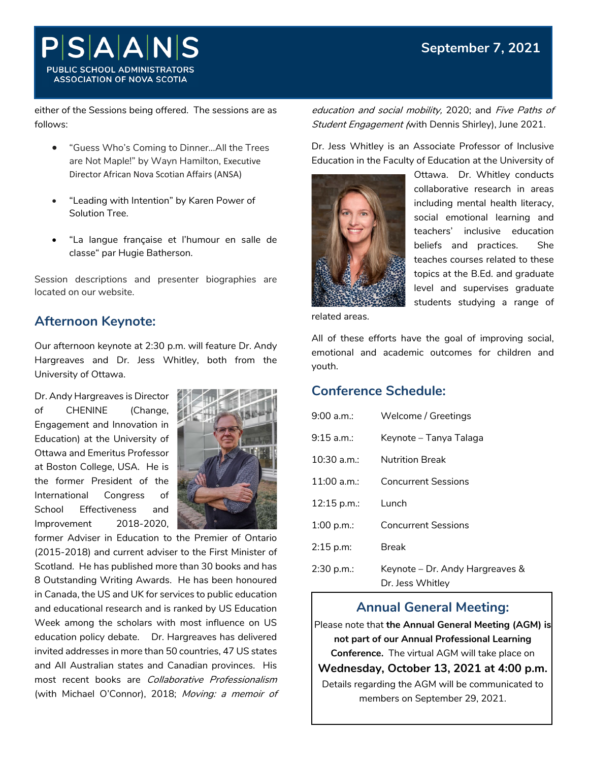either of the Sessions being offered. The sessions are as follows:

- "Guess Who's Coming to Dinner...All the Trees are Not Maple!" by Wayn Hamilton, Executive Director African Nova Scotian Affairs (ANSA)
- "Leading with Intention" by Karen Power of Solution Tree.
- "La langue française et l'humour en salle de classe" par Hugie Batherson.

Session descriptions and presenter biographies are located on our website.

## Afternoon Keynote:

Our afternoon keynote at 2:30 p.m. will feature Dr. Andy Hargreaves and Dr. Jess Whitley, both from the University of Ottawa.

Dr. Andy Hargreaves is Director of CHENINE (Change, Engagement and Innovation in Education) at the University of Ottawa and Emeritus Professor at Boston College, USA. He is the former President of the International Congress of School Effectiveness and Improvement 2018-2020, former Adviser in Education to the Premier of Ontario (2015-2018) and current adviser to the First Minister of Scotland. He has published more than 30 books and has 8 Outstanding Writing Awards. He has been honoured in Canada, the US and UK for services to public education and educational research and is ranked by US Education Week among the scholars with most influence on US education policy debate. Dr. Hargreaves has delivered invited addresses in more than 50 countries, 47 US states and All Australian states and Canadian provinces. His most recent books are *Collaborative Professionalism* (with Michael O'Connor), 2018; *Moving: a memoir of education and social mobility,* 2020; and *Five Paths of Student Engagement* (with Dennis Shirley), June 2021.

Dr. Jess Whitley is an Associate Professor of Inclusive Education in the Faculty of Education at the University of Ottawa. Dr. Whitley conducts collaborative research in areas including mental health literacy, social emotional learning and teachers' inclusive education beliefs and practices. She teaches courses related to these topics at the B.Ed. and graduate level and supervises graduate students studying a range of related areas.

All of these efforts have the goal of improving social, emotional and academic outcomes for children and youth.

## Conference Schedule:

| | |
|---|---|
| 9:00 a.m.: | Welcome / Greetings |
| 9:15 a.m.: | Keynote – Tanya Talaga |
| 10:30 a.m.: | Nutrition Break |
| 11:00 a.m.: | Concurrent Sessions |
| 12:15 p.m.: | Lunch |
| 1:00 p.m.: | Concurrent Sessions |
| 2:15 p.m: | Break |
| 2:30 p.m.: | Keynote – Dr. Andy Hargreaves & Dr. Jess Whitley |

## Annual General Meeting:

Please note that **the Annual General Meeting (AGM) is not part of our Annual Professional Learning Conference.** The virtual AGM will take place on **Wednesday, October 13, 2021 at 4:00 p.m.** Details regarding the AGM will be communicated to members on September 29, 2021.